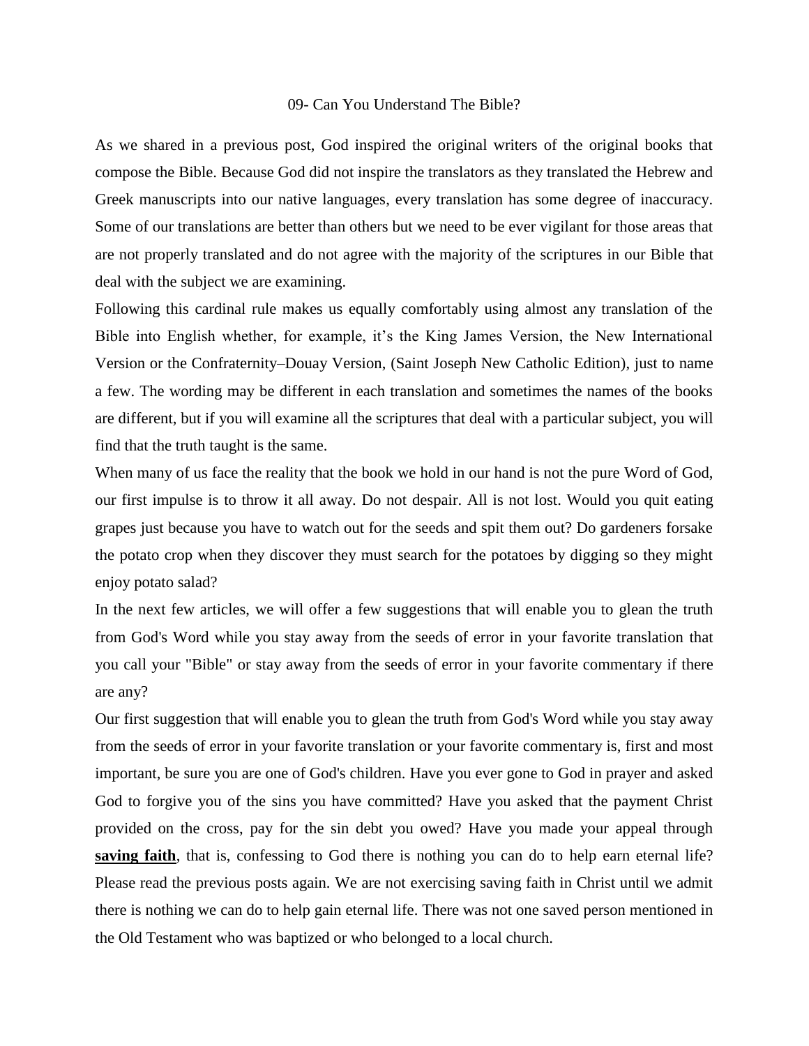# 09- Can You Understand The Bible?

As we shared in a previous post, God inspired the original writers of the original books that compose the Bible. Because God did not inspire the translators as they translated the Hebrew and Greek manuscripts into our native languages, every translation has some degree of inaccuracy. Some of our translations are better than others but we need to be ever vigilant for those areas that are not properly translated and do not agree with the majority of the scriptures in our Bible that deal with the subject we are examining.

Following this cardinal rule makes us equally comfortably using almost any translation of the Bible into English whether, for example, it's the King James Version, the New International Version or the Confraternity–Douay Version, (Saint Joseph New Catholic Edition), just to name a few. The wording may be different in each translation and sometimes the names of the books are different, but if you will examine all the scriptures that deal with a particular subject, you will find that the truth taught is the same.

When many of us face the reality that the book we hold in our hand is not the pure Word of God, our first impulse is to throw it all away. Do not despair. All is not lost. Would you quit eating grapes just because you have to watch out for the seeds and spit them out? Do gardeners forsake the potato crop when they discover they must search for the potatoes by digging so they might enjoy potato salad?

In the next few articles, we will offer a few suggestions that will enable you to glean the truth from God's Word while you stay away from the seeds of error in your favorite translation that you call your "Bible" or stay away from the seeds of error in your favorite commentary if there are any?

Our first suggestion that will enable you to glean the truth from God's Word while you stay away from the seeds of error in your favorite translation or your favorite commentary is, first and most important, be sure you are one of God's children. Have you ever gone to God in prayer and asked God to forgive you of the sins you have committed? Have you asked that the payment Christ provided on the cross, pay for the sin debt you owed? Have you made your appeal through **saving faith**, that is, confessing to God there is nothing you can do to help earn eternal life? Please read the previous posts again. We are not exercising saving faith in Christ until we admit there is nothing we can do to help gain eternal life. There was not one saved person mentioned in the Old Testament who was baptized or who belonged to a local church.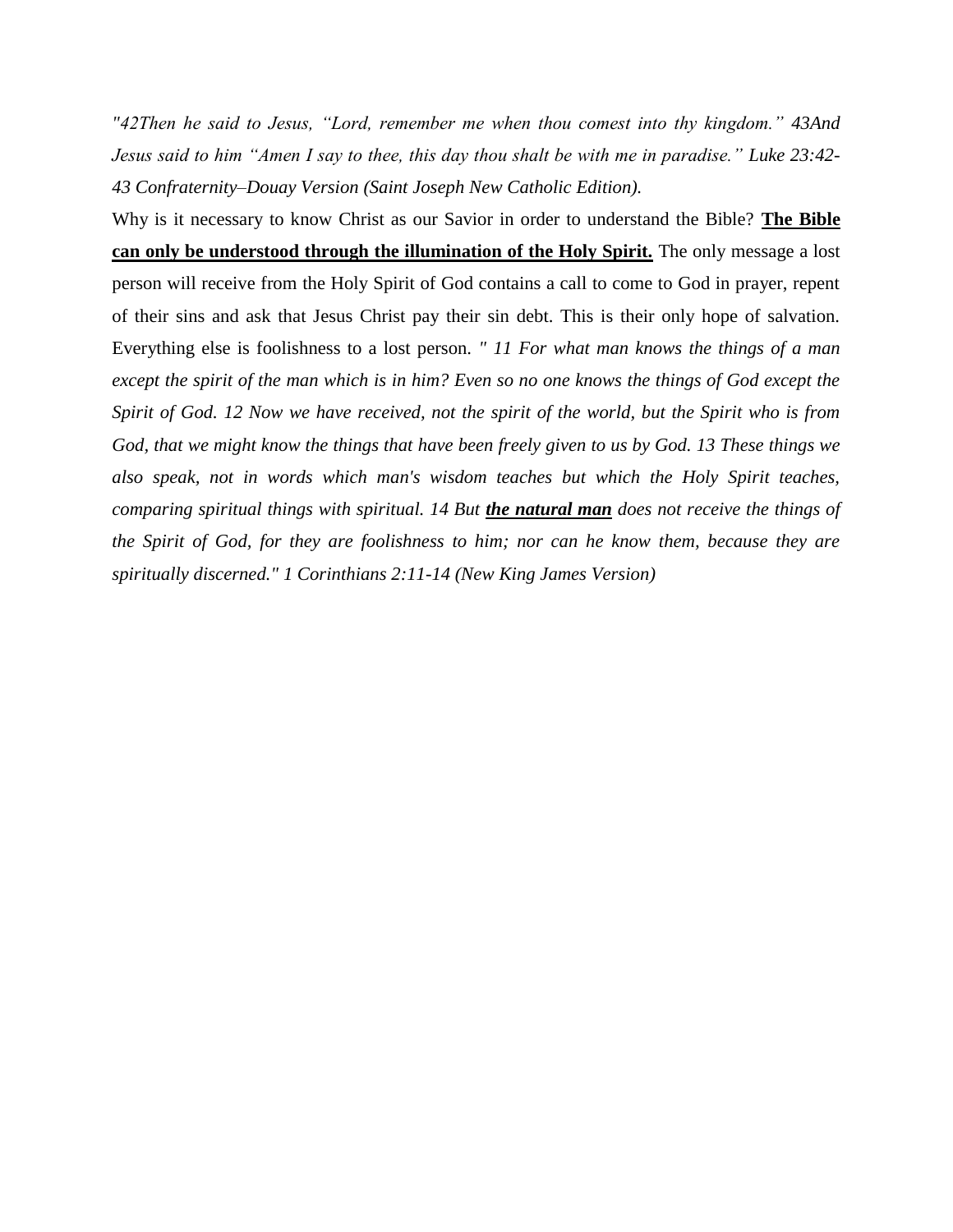*"42Then he said to Jesus, "Lord, remember me when thou comest into thy kingdom." 43And Jesus said to him "Amen I say to thee, this day thou shalt be with me in paradise." Luke 23:42-43 Confraternity–Douay Version (Saint Joseph New Catholic Edition).*

Why is it necessary to know Christ as our Savior in order to understand the Bible? **<u>The Bible can only be understood through the illumination of the Holy Spirit.</u>** The only message a lost person will receive from the Holy Spirit of God contains a call to come to God in prayer, repent of their sins and ask that Jesus Christ pay their sin debt. This is their only hope of salvation. Everything else is foolishness to a lost person. *" 11 For what man knows the things of a man except the spirit of the man which is in him? Even so no one knows the things of God except the Spirit of God. 12 Now we have received, not the spirit of the world, but the Spirit who is from God, that we might know the things that have been freely given to us by God. 13 These things we also speak, not in words which man's wisdom teaches but which the Holy Spirit teaches, comparing spiritual things with spiritual. 14 But **<u>the natural man</u>** does not receive the things of the Spirit of God, for they are foolishness to him; nor can he know them, because they are spiritually discerned." 1 Corinthians 2:11-14 (New King James Version)*